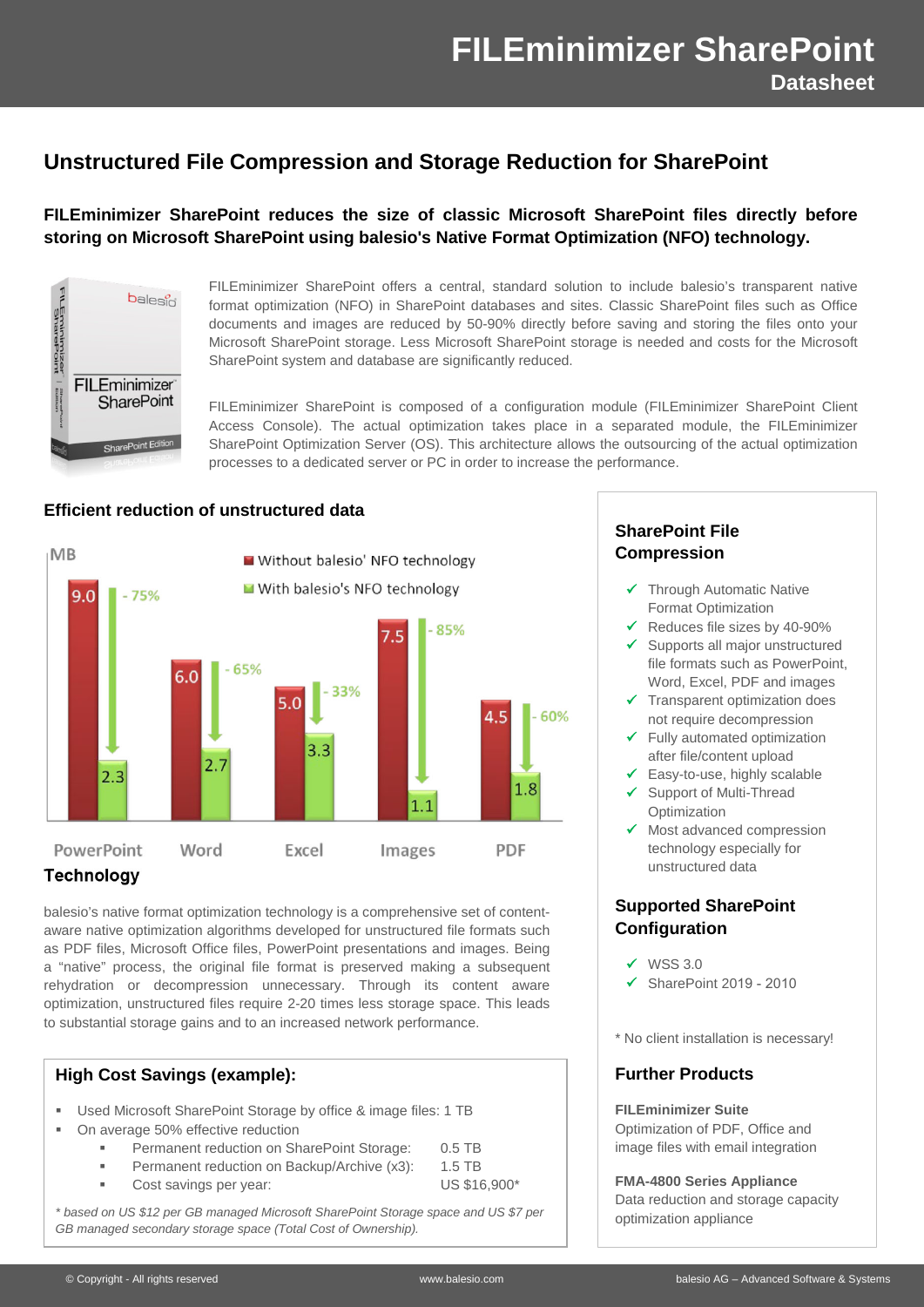# FILEminimizer SharePoint

## Datasheet

## Unstructured File Compression and Storage Reduction for SharePoint

**FILEminimizer SharePoint reduces the size of classic Microsoft SharePoint files directly before storing on Microsoft SharePoint using balesio's Native Format Optimization (NFO) technology.**

FILEminimizer SharePoint offers a central, standard solution to include balesio's transparent native format optimization (NFO) in SharePoint databases and sites. Classic SharePoint files such as Office documents and images are reduced by 50-90% directly before saving and storing the files onto your Microsoft SharePoint storage. Less Microsoft SharePoint storage is needed and costs for the Microsoft SharePoint system and database are significantly reduced.

FILEminimizer SharePoint is composed of a configuration module (FILEminimizer SharePoint Client Access Console). The actual optimization takes place in a separated module, the FILEminimizer SharePoint Optimization Server (OS). This architecture allows the outsourcing of the actual optimization processes to a dedicated server or PC in order to increase the performance.

### Efficient reduction of unstructured data

| File type (MB) | Without balesio' NFO technology | With balesio's NFO technology | Reduction |
|---|---|---|---|
| PowerPoint | 9.0 | 2.3 | - 75% |
| Word | 6.0 | 2.7 | - 65% |
| Excel | 5.0 | 3.3 | - 33% |
| Images | 7.5 | 1.1 | - 85% |
| PDF | 4.5 | 1.8 | - 60% |

### Technology

balesio's native format optimization technology is a comprehensive set of content-aware native optimization algorithms developed for unstructured file formats such as PDF files, Microsoft Office files, PowerPoint presentations and images. Being a "native" process, the original file format is preserved making a subsequent rehydration or decompression unnecessary. Through its content aware optimization, unstructured files require 2-20 times less storage space. This leads to substantial storage gains and to an increased network performance.

### High Cost Savings (example):

- Used Microsoft SharePoint Storage by office & image files: 1 TB
- On average 50% effective reduction
  - Permanent reduction on SharePoint Storage: 0.5 TB
  - Permanent reduction on Backup/Archive (x3): 1.5 TB
  - Cost savings per year: US $16,900*

*\* based on US $12 per GB managed Microsoft SharePoint Storage space and US $7 per GB managed secondary storage space (Total Cost of Ownership).*

### SharePoint File Compression

- ✓ Through Automatic Native Format Optimization
- ✓ Reduces file sizes by 40-90%
- ✓ Supports all major unstructured file formats such as PowerPoint, Word, Excel, PDF and images
- ✓ Transparent optimization does not require decompression
- ✓ Fully automated optimization after file/content upload
- ✓ Easy-to-use, highly scalable
- ✓ Support of Multi-Thread Optimization
- ✓ Most advanced compression technology especially for unstructured data

### Supported SharePoint Configuration

- ✓ WSS 3.0
- ✓ SharePoint 2019 - 2010

\* No client installation is necessary!

### Further Products

**FILEminimizer Suite**
Optimization of PDF, Office and image files with email integration

**FMA-4800 Series Appliance**
Data reduction and storage capacity optimization appliance

© Copyright - All rights reserved | www.balesio.com | balesio AG – Advanced Software & Systems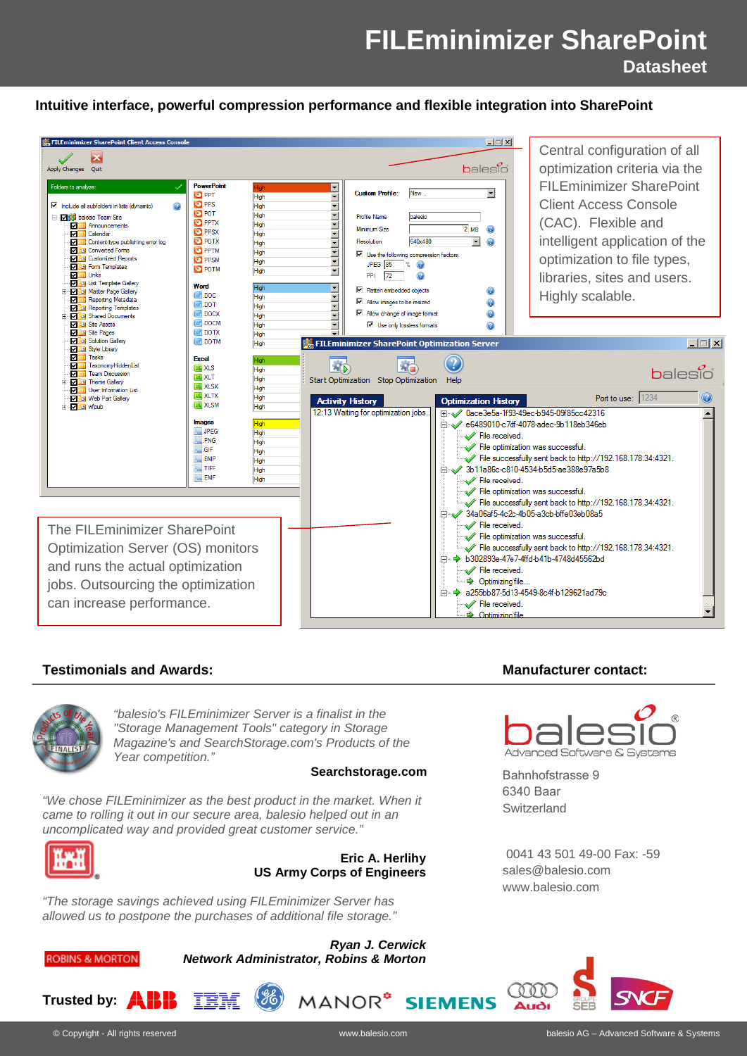# FILEminimizer SharePoint

## Datasheet

**Intuitive interface, powerful compression performance and flexible integration into SharePoint**

Central configuration of all optimization criteria via the FILEminimizer SharePoint Client Access Console (CAC). Flexible and intelligent application of the optimization rules to file types, libraries, sites and users. Highly scalable.

The FILEminimizer SharePoint Optimization Server (OS) monitors and runs the actual optimization jobs. Outsourcing the optimization can increase performance.

## Testimonials and Awards:

*"balesio's FILEminimizer Server is a finalist in the "Storage Management Tools" category in Storage Magazine's and SearchStorage.com's Products of the Year competition."*

**Searchstorage.com**

*"We chose FILEminimizer as the best product in the market. When it came to rolling it out in our secure area, balesio helped out in an uncomplicated way and provided great customer service."*

**Eric A. Herlihy**
**US Army Corps of Engineers**

*"The storage savings achieved using FILEminimizer Server has allowed us to postpone the purchases of additional file storage."*

***Ryan J. Cerwick***
***Network Administrator, Robins & Morton***

**Trusted by:** ABB, IBM, GE, MANOR, SIEMENS, Audi, Groupe SEB, SNCF

## Manufacturer contact:

balesio
Advanced Software & Systems

Bahnhofstrasse 9
6340 Baar
Switzerland

0041 43 501 49-00 Fax: -59
sales@balesio.com
www.balesio.com

© Copyright - All rights reserved    www.balesio.com    balesio AG – Advanced Software & Systems